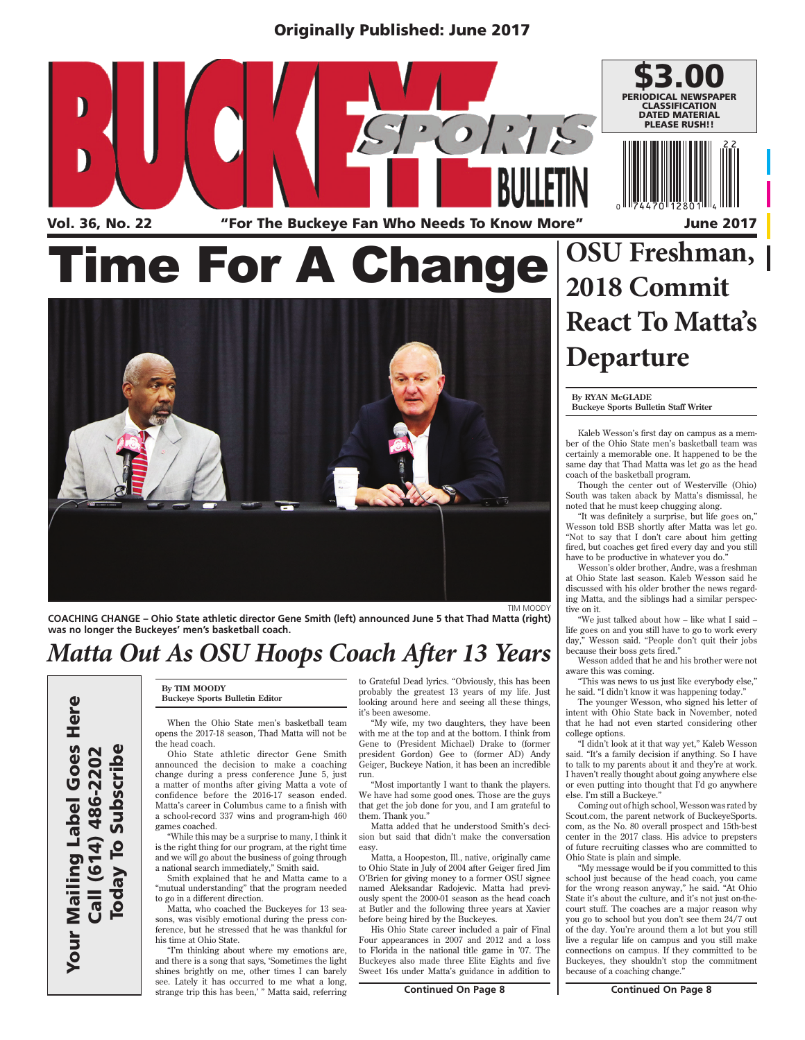Originally Published: June 2017

# BUCKEYE SPORTS BULLETIN

**$3.00**
**PERIODICAL NEWSPAPER CLASSIFICATION DATED MATERIAL PLEASE RUSH!!**

Vol. 36, No. 22 — "For The Buckeye Fan Who Needs To Know More" — June 2017

# Time For A Change

TIM MOODY

**COACHING CHANGE – Ohio State athletic director Gene Smith (left) announced June 5 that Thad Matta (right) was no longer the Buckeyes' men's basketball coach.**

## *Matta Out As OSU Hoops Coach After 13 Years*

**By TIM MOODY**
**Buckeye Sports Bulletin Editor**

When the Ohio State men's basketball team opens the 2017-18 season, Thad Matta will not be the head coach.

Ohio State athletic director Gene Smith announced the decision to make a coaching change during a press conference June 5, just a matter of months after giving Matta a vote of confidence before the 2016-17 season ended. Matta's career in Columbus came to a finish with a school-record 337 wins and program-high 460 games coached.

"While this may be a surprise to many, I think it is the right thing for our program, at the right time and we will go about the business of going through a national search immediately," Smith said.

Smith explained that he and Matta came to a "mutual understanding" that the program needed to go in a different direction.

Matta, who coached the Buckeyes for 13 seasons, was visibly emotional during the press conference, but he stressed that he was thankful for his time at Ohio State.

"I'm thinking about where my emotions are, and there is a song that says, 'Sometimes the light shines brightly on me, other times I can barely see. Lately it has occurred to me what a long, strange trip this has been,' " Matta said, referring to Grateful Dead lyrics. "Obviously, this has been probably the greatest 13 years of my life. Just looking around here and seeing all these things, it's been awesome.

"My wife, my two daughters, they have been with me at the top and at the bottom. I think from Gene to (President Michael) Drake to (former president Gordon) Gee to (former AD) Andy Geiger, Buckeye Nation, it has been an incredible run.

"Most importantly I want to thank the players. We have had some good ones. Those are the guys that get the job done for you, and I am grateful to them. Thank you."

Matta added that he understood Smith's decision but said that didn't make the conversation easy.

Matta, a Hoopeston, Ill., native, originally came to Ohio State in July of 2004 after Geiger fired Jim O'Brien for giving money to a former OSU signee named Aleksandar Radojevic. Matta had previously spent the 2000-01 season as the head coach at Butler and the following three years at Xavier before being hired by the Buckeyes.

His Ohio State career included a pair of Final Four appearances in 2007 and 2012 and a loss to Florida in the national title game in '07. The Buckeyes also made three Elite Eights and five Sweet 16s under Matta's guidance in addition to

**Continued On Page 8**

# OSU Freshman, 2018 Commit React To Matta's Departure

**By RYAN McGLADE**
**Buckeye Sports Bulletin Staff Writer**

Kaleb Wesson's first day on campus as a member of the Ohio State men's basketball team was certainly a memorable one. It happened to be the same day that Thad Matta was let go as the head coach of the basketball program.

Though the center out of Westerville (Ohio) South was taken aback by Matta's dismissal, he noted that he must keep chugging along.

"It was definitely a surprise, but life goes on," Wesson told BSB shortly after Matta was let go. "Not to say that I don't care about him getting fired, but coaches get fired every day and you still have to be productive in whatever you do."

Wesson's older brother, Andre, was a freshman at Ohio State last season. Kaleb Wesson said he discussed with his older brother the news regarding Matta, and the siblings had a similar perspective on it.

"We just talked about how – like what I said – life goes on and you still have to go to work every day," Wesson said. "People don't quit their jobs because their boss gets fired."

Wesson added that he and his brother were not aware this was coming.

"This was news to us just like everybody else," he said. "I didn't know it was happening today."

The younger Wesson, who signed his letter of intent with Ohio State back in November, noted that he had not even started considering other college options.

"I didn't look at it that way yet," Kaleb Wesson said. "It's a family decision if anything. So I have to talk to my parents about it and they're at work. I haven't really thought about going anywhere else or even putting into thought that I'd go anywhere else. I'm still a Buckeye."

Coming out of high school, Wesson was rated by Scout.com, the parent network of BuckeyeSports.com, as the No. 80 overall prospect and 15th-best center in the 2017 class. His advice to prepsters of future recruiting classes who are committed to Ohio State is plain and simple.

"My message would be if you committed to this school just because of the head coach, you came for the wrong reason anyway," he said. "At Ohio State it's about the culture, and it's not just on-the-court stuff. The coaches are a major reason why you go to school but you don't see them 24/7 out of the day. You're around them a lot but you still live a regular life on campus and you still make connections on campus. If they committed to be Buckeyes, they shouldn't stop the commitment because of a coaching change."

**Continued On Page 8**

**Your Mailing Label Goes Here**
**Call (614) 486-2202**
**Today To Subscribe**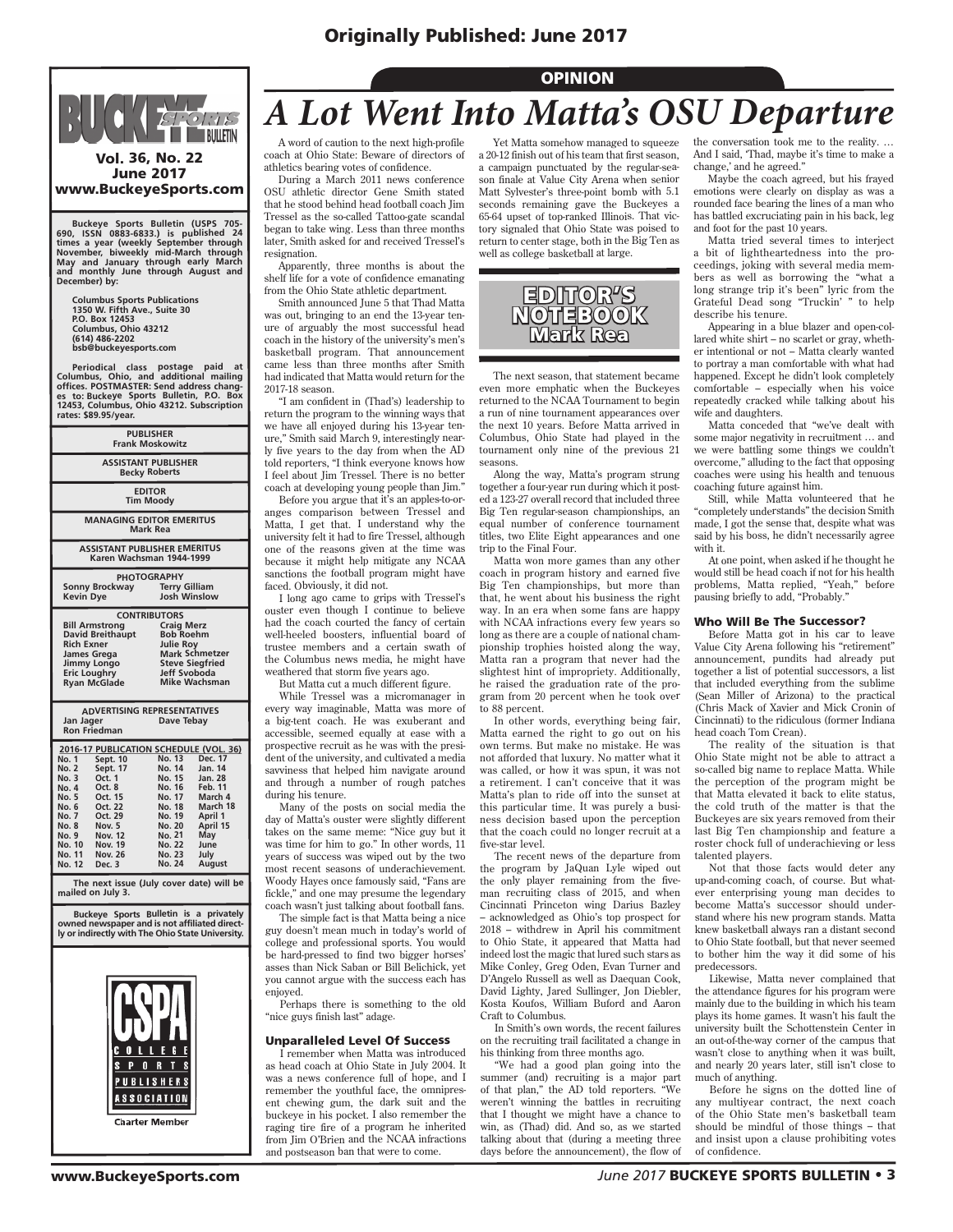Originally Published: June 2017

**BUCKEYE SPORTS BULLETIN**

**Vol. 36, No. 22**
**June 2017**
**www.BuckeyeSports.com**

**Buckeye Sports Bulletin (USPS 705-690, ISSN 0883-6833.) is published 24 times a year (weekly September through November, biweekly mid-March through May and January through early March and monthly June through August and December) by:**

**Columbus Sports Publications**
**1350 W. Fifth Ave., Suite 30**
**P.O. Box 12453**
**Columbus, Ohio 43212**
**(614) 486-2202**
**bsb@buckeyesports.com**

**Periodical class postage paid at Columbus, Ohio, and additional mailing offices. POSTMASTER: Send address changes to: Buckeye Sports Bulletin, P.O. Box 12453, Columbus, Ohio 43212. Subscription rates: $89.95/year.**

**PUBLISHER**
Frank Moskowitz

**ASSISTANT PUBLISHER**
Becky Roberts

**EDITOR**
Tim Moody

**MANAGING EDITOR EMERITUS**
Mark Rea

**ASSISTANT PUBLISHER EMERITUS**
Karen Wachsman 1944-1999

**PHOTOGRAPHY**
Sonny Brockway, Terry Gilliam, Kevin Dye, Josh Winslow

**CONTRIBUTORS**
Bill Armstrong, Craig Merz, David Breithaupt, Bob Roehm, Rich Exner, Julie Roy, James Grega, Mark Schmetzer, Jimmy Longo, Steve Siegfried, Eric Loughry, Jeff Svoboda, Ryan McGlade, Mike Wachsman

**ADVERTISING REPRESENTATIVES**
Jan Jager, Dave Tebay, Ron Friedman

**2016-17 PUBLICATION SCHEDULE (VOL. 36)**

| No. | Date | No. | Date |
|---|---|---|---|
| No. 1 | Sept. 10 | No. 13 | Dec. 17 |
| No. 2 | Sept. 17 | No. 14 | Jan. 14 |
| No. 3 | Oct. 1 | No. 15 | Jan. 28 |
| No. 4 | Oct. 8 | No. 16 | Feb. 11 |
| No. 5 | Oct. 15 | No. 17 | March 4 |
| No. 6 | Oct. 22 | No. 18 | March 18 |
| No. 7 | Oct. 29 | No. 19 | April 1 |
| No. 8 | Nov. 5 | No. 20 | April 15 |
| No. 9 | Nov. 12 | No. 21 | May |
| No. 10 | Nov. 19 | No. 22 | June |
| No. 11 | Nov. 26 | No. 23 | July |
| No. 12 | Dec. 3 | No. 24 | August |

**The next issue (July cover date) will be mailed on July 3.**

**Buckeye Sports Bulletin is a privately owned newspaper and is not affiliated directly or indirectly with The Ohio State University.**

CSPA College Sports Publishers Association — Charter Member

OPINION

# *A Lot Went Into Matta's OSU Departure*

**EDITOR'S NOTEBOOK — Mark Rea**

A word of caution to the next high-profile coach at Ohio State: Beware of directors of athletics bearing votes of confidence.

During a March 2011 news conference OSU athletic director Gene Smith stated that he stood behind head football coach Jim Tressel as the so-called Tattoo-gate scandal began to take wing. Less than three months later, Smith asked for and received Tressel's resignation.

Apparently, three months is about the shelf life for a vote of confidence emanating from the Ohio State athletic department.

Smith announced June 5 that Thad Matta was out, bringing to an end the 13-year tenure of arguably the most successful head coach in the history of the university's men's basketball program. That announcement came less than three months after Smith had indicated that Matta would return for the 2017-18 season.

"I am confident in (Thad's) leadership to return the program to the winning ways that we have all enjoyed during his 13-year tenure," Smith said March 9, interestingly nearly five years to the day from when the AD told reporters, "I think everyone knows how I feel about Jim Tressel. There is no better coach at developing young people than Jim."

Before you argue that it's an apples-to-oranges comparison between Tressel and Matta, I get that. I understand why the university felt it had to fire Tressel, although one of the reasons given at the time was because it might help mitigate any NCAA sanctions the football program might have faced. Obviously, it did not.

I long ago came to grips with Tressel's ouster even though I continue to believe had the coach courted the fancy of certain well-heeled boosters, influential board of trustee members and a certain swath of the Columbus news media, he might have weathered that storm five years ago.

But Matta cut a much different figure.

While Tressel was a micromanager in every way imaginable, Matta was more of a big-tent coach. He was exuberant and accessible, seemed equally at ease with a prospective recruit as he was with the president of the university, and cultivated a media savviness that helped him navigate around and through a number of rough patches during his tenure.

Many of the posts on social media the day of Matta's ouster were slightly different takes on the same meme: "Nice guy but it was time for him to go." In other words, 11 years of success was wiped out by the two most recent seasons of underachievement. Woody Hayes once famously said, "Fans are fickle," and one may presume the legendary coach wasn't just talking about football fans.

The simple fact is that Matta being a nice guy doesn't mean much in today's world of college and professional sports. You would be hard-pressed to find two bigger horses' asses than Nick Saban or Bill Belichick, yet you cannot argue with the success each has enjoyed.

Perhaps there is something to the old "nice guys finish last" adage.

### Unparalleled Level Of Success

I remember when Matta was introduced as head coach at Ohio State in July 2004. It was a news conference full of hope, and I remember the youthful face, the omnipresent chewing gum, the dark suit and the buckeye in his pocket. I also remember the raging tire fire of a program he inherited from Jim O'Brien and the NCAA infractions and postseason ban that were to come.

Yet Matta somehow managed to squeeze a 20-12 finish out of his team that first season, a campaign punctuated by the regular-season finale at Value City Arena when senior Matt Sylvester's three-point bomb with 5.1 seconds remaining gave the Buckeyes a 65-64 upset of top-ranked Illinois. That victory signaled that Ohio State was poised to return to center stage, both in the Big Ten as well as college basketball at large.

The next season, that statement became even more emphatic when the Buckeyes returned to the NCAA Tournament to begin a run of nine tournament appearances over the next 10 years. Before Matta arrived in Columbus, Ohio State had played in the tournament only nine of the previous 21 seasons.

Along the way, Matta's program strung together a four-year run during which it posted a 123-27 overall record that included three Big Ten regular-season championships, an equal number of conference tournament titles, two Elite Eight appearances and one trip to the Final Four.

Matta won more games than any other coach in program history and earned five Big Ten championships, but more than that, he went about his business the right way. In an era when some fans are happy with NCAA infractions every few years so long as there are a couple of national championship trophies hoisted along the way, Matta ran a program that never had the slightest hint of impropriety. Additionally, he raised the graduation rate of the program from 20 percent when he took over to 88 percent.

In other words, everything being fair, Matta earned the right to go out on his own terms. But make no mistake. He was not afforded that luxury. No matter what it was called, or how it was spun, it was not a retirement. I can't conceive that it was Matta's plan to ride off into the sunset at this particular time. It was purely a business decision based upon the perception that the coach could no longer recruit at a five-star level.

The recent news of the departure from the program by JaQuan Lyle wiped out the only player remaining from the five-man recruiting class of 2015, and when Cincinnati Princeton wing Darius Bazley – acknowledged as Ohio's top prospect for 2018 – withdrew in April his commitment to Ohio State, it appeared that Matta had indeed lost the magic that lured such stars as Mike Conley, Greg Oden, Evan Turner and D'Angelo Russell as well as Daequan Cook, David Lighty, Jared Sullinger, Jon Diebler, Kosta Koufos, William Buford and Aaron Craft to Columbus.

In Smith's own words, the recent failures on the recruiting trail facilitated a change in his thinking from three months ago.

"We had a good plan going into the summer (and) recruiting is a major part of that plan," the AD told reporters. "We weren't winning the battles in recruiting that I thought we might have a chance to win, as (Thad) did. And so, as we started talking about that (during a meeting three days before the announcement), the flow of the conversation took me to the reality. … And I said, 'Thad, maybe it's time to make a change,' and he agreed."

Maybe the coach agreed, but his frayed emotions were clearly on display as was a rounded face bearing the lines of a man who has battled excruciating pain in his back, leg and foot for the past 10 years.

Matta tried several times to interject a bit of lightheartedness into the proceedings, joking with several media members as well as borrowing the "what a long strange trip it's been" lyric from the Grateful Dead song "Truckin' " to help describe his tenure.

Appearing in a blue blazer and open-collared white shirt – no scarlet or gray, whether intentional or not – Matta clearly wanted to portray a man comfortable with what had happened. Except he didn't look completely comfortable – especially when his voice repeatedly cracked while talking about his wife and daughters.

Matta conceded that "we've dealt with some major negativity in recruitment … and we were battling some things we couldn't overcome," alluding to the fact that opposing coaches were using his health and tenuous coaching future against him.

Still, while Matta volunteered that he "completely understands" the decision Smith made, I got the sense that, despite what was said by his boss, he didn't necessarily agree with it.

At one point, when asked if he thought he would still be head coach if not for his health problems, Matta replied, "Yeah," before pausing briefly to add, "Probably."

### Who Will Be The Successor?

Before Matta got in his car to leave Value City Arena following his "retirement" announcement, pundits had already put together a list of potential successors, a list that included everything from the sublime (Sean Miller of Arizona) to the practical (Chris Mack of Xavier and Mick Cronin of Cincinnati) to the ridiculous (former Indiana head coach Tom Crean).

The reality of the situation is that Ohio State might not be able to attract a so-called big name to replace Matta. While the perception of the program might be that Matta elevated it back to elite status, the cold truth of the matter is that the Buckeyes are six years removed from their last Big Ten championship and feature a roster chock full of underachieving or less talented players.

Not that those facts would deter any up-and-coming coach, of course. But whatever enterprising young man decides to become Matta's successor should understand where his new program stands. Matta knew basketball always ran a distant second to Ohio State football, but that never seemed to bother him the way it did some of his predecessors.

Likewise, Matta never complained that the attendance figures for his program were mainly due to the building in which his team plays its home games. It wasn't his fault the university built the Schottenstein Center in an out-of-the-way corner of the campus that wasn't close to anything when it was built, and nearly 20 years later, still isn't close to much of anything.

Before he signs on the dotted line of any multiyear contract, the next coach of the Ohio State men's basketball team should be mindful of those things – that and insist upon a clause prohibiting votes of confidence.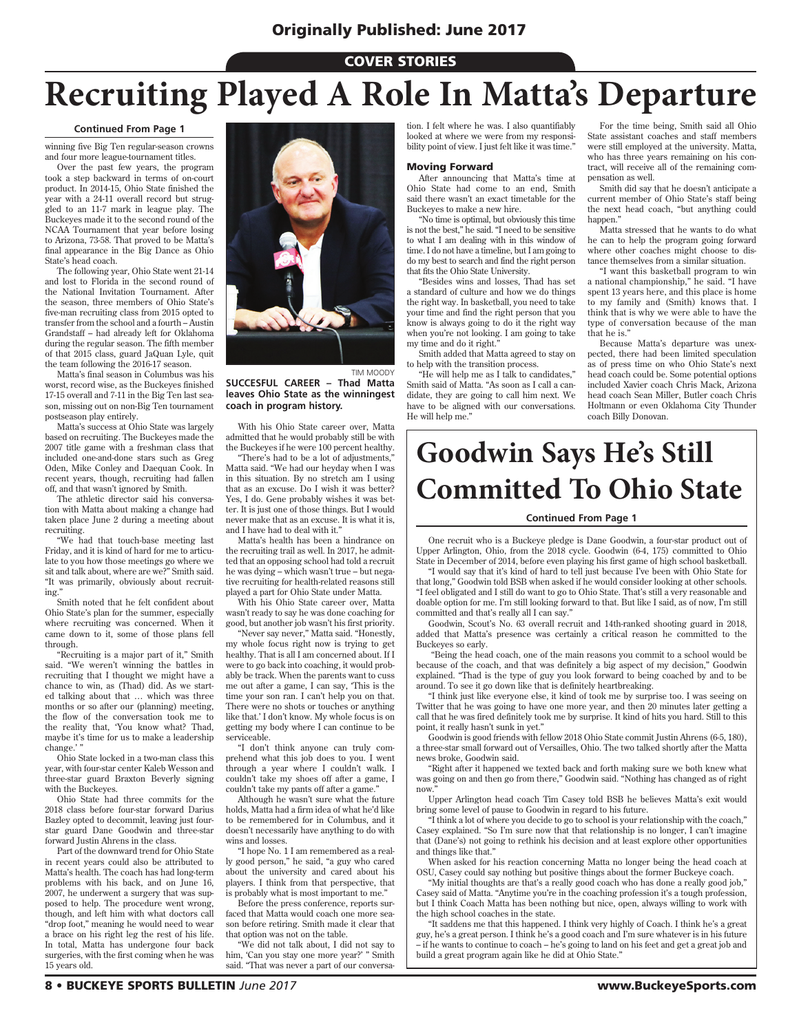Originally Published: June 2017

COVER STORIES

# Recruiting Played A Role In Matta's Departure

**Continued From Page 1**

winning five Big Ten regular-season crowns and four more league-tournament titles.

Over the past few years, the program took a step backward in terms of on-court product. In 2014-15, Ohio State finished the year with a 24-11 overall record but struggled to an 11-7 mark in league play. The Buckeyes made it to the second round of the NCAA Tournament that year before losing to Arizona, 73-58. That proved to be Matta's final appearance in the Big Dance as Ohio State's head coach.

The following year, Ohio State went 21-14 and lost to Florida in the second round of the National Invitation Tournament. After the season, three members of Ohio State's five-man recruiting class from 2015 opted to transfer from the school and a fourth – Austin Grandstaff – had already left for Oklahoma during the regular season. The fifth member of that 2015 class, guard JaQuan Lyle, quit the team following the 2016-17 season.

Matta's final season in Columbus was his worst, record wise, as the Buckeyes finished 17-15 overall and 7-11 in the Big Ten last season, missing out on non-Big Ten tournament postseason play entirely.

Matta's success at Ohio State was largely based on recruiting. The Buckeyes made the 2007 title game with a freshman class that included one-and-done stars such as Greg Oden, Mike Conley and Daequan Cook. In recent years, though, recruiting had fallen off, and that wasn't ignored by Smith.

The athletic director said his conversation with Matta about making a change had taken place June 2 during a meeting about recruiting.

"We had that touch-base meeting last Friday, and it is kind of hard for me to articulate to you how those meetings go where we sit and talk about, where are we?" Smith said. "It was primarily, obviously about recruiting."

Smith noted that he felt confident about Ohio State's plan for the summer, especially where recruiting was concerned. When it came down to it, some of those plans fell through.

"Recruiting is a major part of it," Smith said. "We weren't winning the battles in recruiting that I thought we might have a chance to win, as (Thad) did. As we started talking about that … which was three months or so after our (planning) meeting, the flow of the conversation took me to the reality that, 'You know what? Thad, maybe it's time for us to make a leadership change.' "

Ohio State locked in a two-man class this year, with four-star center Kaleb Wesson and three-star guard Braxton Beverly signing with the Buckeyes.

Ohio State had three commits for the 2018 class before four-star forward Darius Bazley opted to decommit, leaving just four-star guard Dane Goodwin and three-star forward Justin Ahrens in the class.

Part of the downward trend for Ohio State in recent years could also be attributed to Matta's health. The coach has had long-term problems with his back, and on June 16, 2007, he underwent a surgery that was supposed to help. The procedure went wrong, though, and left him with what doctors call "drop foot," meaning he would need to wear a brace on his right leg the rest of his life. In total, Matta has undergone four back surgeries, with the first coming when he was 15 years old.

TIM MOODY

**SUCCESFUL CAREER – Thad Matta leaves Ohio State as the winningest coach in program history.**

With his Ohio State career over, Matta admitted that he would probably still be with the Buckeyes if he were 100 percent healthy.

"There's had to be a lot of adjustments," Matta said. "We had our heyday when I was in this situation. By no stretch am I using that as an excuse. Do I wish it was better? Yes, I do. Gene probably wishes it was better. It is just one of those things. But I would never make that as an excuse. It is what it is, and I have had to deal with it."

Matta's health has been a hindrance on the recruiting trail as well. In 2017, he admitted that an opposing school had told a recruit he was dying – which wasn't true – but negative recruiting for health-related reasons still played a part for Ohio State under Matta.

With his Ohio State career over, Matta wasn't ready to say he was done coaching for good, but another job wasn't his first priority.

"Never say never," Matta said. "Honestly, my whole focus right now is trying to get healthy. That is all I am concerned about. If I were to go back into coaching, it would probably be track. When the parents want to cuss me out after a game, I can say, 'This is the time your son ran. I can't help you on that. There were no shots or touches or anything like that.' I don't know. My whole focus is on getting my body where I can continue to be serviceable.

"I don't think anyone can truly comprehend what this job does to you. I went through a year where I couldn't walk. I couldn't take my shoes off after a game, I couldn't take my pants off after a game."

Although he wasn't sure what the future holds, Matta had a firm idea of what he'd like to be remembered for in Columbus, and it doesn't necessarily have anything to do with wins and losses.

"I hope No. 1 I am remembered as a really good person," he said, "a guy who cared about the university and cared about his players. I think from that perspective, that is probably what is most important to me."

Before the press conference, reports surfaced that Matta would coach one more season before retiring. Smith made it clear that that option was not on the table.

"We did not talk about, I did not say to him, 'Can you stay one more year?' " Smith said. "That was never a part of our conversation. I felt where he was. I also quantifiably looked at where we were from my responsibility point of view. I just felt like it was time."

### Moving Forward

After announcing that Matta's time at Ohio State had come to an end, Smith said there wasn't an exact timetable for the Buckeyes to make a new hire.

"No time is optimal, but obviously this time is not the best," he said. "I need to be sensitive to what I am dealing with in this window of time. I do not have a timeline, but I am going to do my best to search and find the right person that fits the Ohio State University.

"Besides wins and losses, Thad has set a standard of culture and how we do things the right way. In basketball, you need to take your time and find the right person that you know is always going to do it the right way when you're not looking. I am going to take my time and do it right."

Smith added that Matta agreed to stay on to help with the transition process.

"He will help me as I talk to candidates," Smith said of Matta. "As soon as I call a candidate, they are going to call him next. We have to be aligned with our conversations. He will help me."

For the time being, Smith said all Ohio State assistant coaches and staff members were still employed at the university. Matta, who has three years remaining on his contract, will receive all of the remaining compensation as well.

Smith did say that he doesn't anticipate a current member of Ohio State's staff being the next head coach, "but anything could happen."

Matta stressed that he wants to do what he can to help the program going forward where other coaches might choose to distance themselves from a similar situation.

"I want this basketball program to win a national championship," he said. "I have spent 13 years here, and this place is home to my family and (Smith) knows that. I think that is why we were able to have the type of conversation because of the man that he is."

Because Matta's departure was unexpected, there had been limited speculation as of press time on who Ohio State's next head coach could be. Some potential options included Xavier coach Chris Mack, Arizona head coach Sean Miller, Butler coach Chris Holtmann or even Oklahoma City Thunder coach Billy Donovan.

# Goodwin Says He's Still Committed To Ohio State

**Continued From Page 1**

One recruit who is a Buckeye pledge is Dane Goodwin, a four-star product out of Upper Arlington, Ohio, from the 2018 cycle. Goodwin (6-4, 175) committed to Ohio State in December of 2014, before even playing his first game of high school basketball.

"I would say that it's kind of hard to tell just because I've been with Ohio State for that long," Goodwin told BSB when asked if he would consider looking at other schools. "I feel obligated and I still do want to go to Ohio State. That's still a very reasonable and doable option for me. I'm still looking forward to that. But like I said, as of now, I'm still committed and that's really all I can say."

Goodwin, Scout's No. 63 overall recruit and 14th-ranked shooting guard in 2018, added that Matta's presence was certainly a critical reason he committed to the Buckeyes so early.

"Being the head coach, one of the main reasons you commit to a school would be because of the coach, and that was definitely a big aspect of my decision," Goodwin explained. "Thad is the type of guy you look forward to being coached by and to be around. To see it go down like that is definitely heartbreaking.

"I think just like everyone else, it kind of took me by surprise too. I was seeing on Twitter that he was going to have one more year, and then 20 minutes later getting a call that he was fired definitely took me by surprise. It kind of hits you hard. Still to this point, it really hasn't sunk in yet."

Goodwin is good friends with fellow 2018 Ohio State commit Justin Ahrens (6-5, 180), a three-star small forward out of Versailles, Ohio. The two talked shortly after the Matta news broke, Goodwin said.

"Right after it happened we texted back and forth making sure we both knew what was going on and then go from there," Goodwin said. "Nothing has changed as of right now."

Upper Arlington head coach Tim Casey told BSB he believes Matta's exit would bring some level of pause to Goodwin in regard to his future.

"I think a lot of where you decide to go to school is your relationship with the coach," Casey explained. "So I'm sure now that that relationship is no longer, I can't imagine that (Dane's) not going to rethink his decision and at least explore other opportunities and things like that."

When asked for his reaction concerning Matta no longer being the head coach at OSU, Casey could say nothing but positive things about the former Buckeye coach.

"My initial thoughts are that's a really good coach who has done a really good job," Casey said of Matta. "Anytime you're in the coaching profession it's a tough profession, but I think Coach Matta has been nothing but nice, open, always willing to work with the high school coaches in the state.

"It saddens me that this happened. I think very highly of Coach. I think he's a great guy, he's a great person. I think he's a good coach and I'm sure whatever is in his future – if he wants to continue to coach – he's going to land on his feet and get a great job and build a great program again like he did at Ohio State."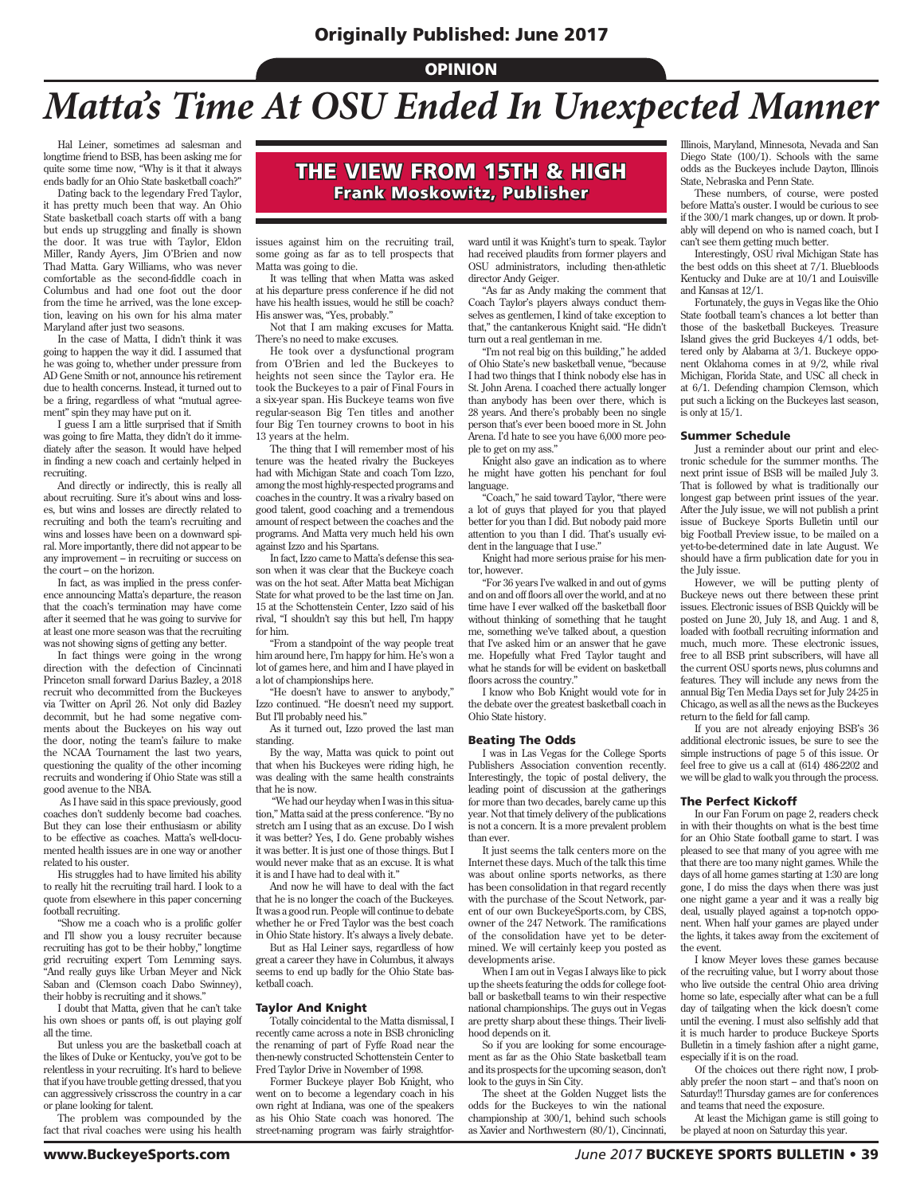Originally Published: June 2017

OPINION

# Matta's Time At OSU Ended In Unexpected Manner

## THE VIEW FROM 15TH & HIGH
**Frank Moskowitz, Publisher**

Hal Leiner, sometimes ad salesman and longtime friend to BSB, has been asking me for quite some time now, "Why is it that it always ends badly for an Ohio State basketball coach?"

Dating back to the legendary Fred Taylor, it has pretty much been that way. An Ohio State basketball coach starts off with a bang but ends up struggling and finally is shown the door. It was true with Taylor, Eldon Miller, Randy Ayers, Jim O'Brien and now Thad Matta. Gary Williams, who was never comfortable as the second-fiddle coach in Columbus and had one foot out the door from the time he arrived, was the lone exception, leaving on his own for his alma mater Maryland after just two seasons.

In the case of Matta, I didn't think it was going to happen the way it did. I assumed that he was going to, whether under pressure from AD Gene Smith or not, announce his retirement due to health concerns. Instead, it turned out to be a firing, regardless of what "mutual agreement" spin they may have put on it.

I guess I am a little surprised that if Smith was going to fire Matta, they didn't do it immediately after the season. It would have helped in finding a new coach and certainly helped in recruiting.

And directly or indirectly, this is really all about recruiting. Sure it's about wins and losses, but wins and losses are directly related to recruiting and both the team's recruiting and wins and losses have been on a downward spiral. More importantly, there did not appear to be any improvement – in recruiting or success on the court – on the horizon.

In fact, as was implied in the press conference announcing Matta's departure, the reason that the coach's termination may have come after it seemed that he was going to survive for at least one more season was that the recruiting was not showing signs of getting any better.

In fact things were going in the wrong direction with the defection of Cincinnati Princeton small forward Darius Bazley, a 2018 recruit who decommitted from the Buckeyes via Twitter on April 26. Not only did Bazley decommit, but he had some negative comments about the Buckeyes on his way out the door, noting the team's failure to make the NCAA Tournament the last two years, questioning the quality of the other incoming recruits and wondering if Ohio State was still a good avenue to the NBA.

As I have said in this space previously, good coaches don't suddenly become bad coaches. But they can lose their enthusiasm or ability to be effective as coaches. Matta's well-documented health issues are in one way or another related to his ouster.

His struggles had to have limited his ability to really hit the recruiting trail hard. I look to a quote from elsewhere in this paper concerning football recruiting.

"Show me a coach who is a prolific golfer and I'll show you a lousy recruiter because recruiting has got to be their hobby," longtime grid recruiting expert Tom Lemming says. "And really guys like Urban Meyer and Nick Saban and (Clemson coach Dabo Swinney), their hobby is recruiting and it shows."

I doubt that Matta, given that he can't take his own shoes or pants off, is out playing golf all the time.

But unless you are the basketball coach at the likes of Duke or Kentucky, you've got to be relentless in your recruiting. It's hard to believe that if you have trouble getting dressed, that you can aggressively crisscross the country in a car or plane looking for talent.

The problem was compounded by the fact that rival coaches were using his health issues against him on the recruiting trail, some going as far as to tell prospects that Matta was going to die.

It was telling that when Matta was asked at his departure press conference if he did not have his health issues, would he still be coach? His answer was, "Yes, probably."

Not that I am making excuses for Matta. There's no need to make excuses.

He took over a dysfunctional program from O'Brien and led the Buckeyes to heights not seen since the Taylor era. He took the Buckeyes to a pair of Final Fours in a six-year span. His Buckeye teams won five regular-season Big Ten titles and another four Big Ten tourney crowns to boot in his 13 years at the helm.

The thing that I will remember most of his tenure was the heated rivalry the Buckeyes had with Michigan State and coach Tom Izzo, among the most highly-respected programs and coaches in the country. It was a rivalry based on good talent, good coaching and a tremendous amount of respect between the coaches and the programs. And Matta very much held his own against Izzo and his Spartans.

In fact, Izzo came to Matta's defense this season when it was clear that the Buckeye coach was on the hot seat. After Matta beat Michigan State for what proved to be the last time on Jan. 15 at the Schottenstein Center, Izzo said of his rival, "I shouldn't say this but hell, I'm happy for him.

"From a standpoint of the way people treat him around here, I'm happy for him. He's won a lot of games here, and him and I have played in a lot of championships here.

"He doesn't have to answer to anybody," Izzo continued. "He doesn't need my support. But I'll probably need his."

As it turned out, Izzo proved the last man standing.

By the way, Matta was quick to point out that when his Buckeyes were riding high, he was dealing with the same health constraints that he is now.

"We had our heyday when I was in this situation," Matta said at the press conference. "By no stretch am I using that as an excuse. Do I wish it was better? Yes, I do. Gene probably wishes it was better. It is just one of those things. But I would never make that as an excuse. It is what it is and I have had to deal with it."

And now he will have to deal with the fact that he is no longer the coach of the Buckeyes. It was a good run. People will continue to debate whether he or Fred Taylor was the best coach in Ohio State history. It's always a lively debate.

But as Hal Leiner says, regardless of how great a career they have in Columbus, it always seems to end up badly for the Ohio State basketball coach.

### Taylor And Knight

Totally coincidental to the Matta dismissal, I recently came across a note in BSB chronicling the renaming of part of Fyffe Road near the then-newly constructed Schottenstein Center to Fred Taylor Drive in November of 1998.

Former Buckeye player Bob Knight, who went on to become a legendary coach in his own right at Indiana, was one of the speakers as his Ohio State coach was honored. The street-naming program was fairly straightforward until it was Knight's turn to speak. Taylor had received plaudits from former players and OSU administrators, including then-athletic director Andy Geiger.

"As far as Andy making the comment that Coach Taylor's players always conduct themselves as gentlemen, I kind of take exception to that," the cantankerous Knight said. "He didn't turn out a real gentleman in me.

"I'm not real big on this building," he added of Ohio State's new basketball venue, "because I had two things that I think nobody else has in St. John Arena. I coached there actually longer than anybody has been over there, which is 28 years. And there's probably been no single person that's ever been booed more in St. John Arena. I'd hate to see you have 6,000 more people to get on my ass."

Knight also gave an indication as to where he might have gotten his penchant for foul language.

"Coach," he said toward Taylor, "there were a lot of guys that played for you that played better for you than I did. But nobody paid more attention to you than I did. That's usually evident in the language that I use."

Knight had more serious praise for his mentor, however.

"For 36 years I've walked in and out of gyms and on and off floors all over the world, and at no time have I ever walked off the basketball floor without thinking of something that he taught me, something we've talked about, a question that I've asked him or an answer that he gave me. Hopefully what Fred Taylor taught and what he stands for will be evident on basketball floors across the country."

I know who Bob Knight would vote for in the debate over the greatest basketball coach in Ohio State history.

### Beating The Odds

I was in Las Vegas for the College Sports Publishers Association convention recently. Interestingly, the topic of postal delivery, the leading point of discussion at the gatherings for more than two decades, barely came up this year. Not that timely delivery of the publications is not a concern. It is a more prevalent problem than ever.

It just seems the talk centers more on the Internet these days. Much of the talk this time was about online sports networks, as there has been consolidation in that regard recently with the purchase of the Scout Network, parent of our own BuckeyeSports.com, by CBS, owner of the 247 Network. The ramifications of the consolidation have yet to be determined. We will certainly keep you posted as developments arise.

When I am out in Vegas I always like to pick up the sheets featuring the odds for college football or basketball teams to win their respective national championships. The guys out in Vegas are pretty sharp about these things. Their livelihood depends on it.

So if you are looking for some encouragement as far as the Ohio State basketball team and its prospects for the upcoming season, don't look to the guys in Sin City.

The sheet at the Golden Nugget lists the odds for the Buckeyes to win the national championship at 300/1, behind such schools as Xavier and Northwestern (80/1), Cincinnati, Illinois, Maryland, Minnesota, Nevada and San Diego State (100/1). Schools with the same odds as the Buckeyes include Dayton, Illinois State, Nebraska and Penn State.

These numbers, of course, were posted before Matta's ouster. I would be curious to see if the 300/1 mark changes, up or down. It probably will depend on who is named coach, but I can't see them getting much better.

Interestingly, OSU rival Michigan State has the best odds on this sheet at 7/1. Bluebloods Kentucky and Duke are at 10/1 and Louisville and Kansas at 12/1.

Fortunately, the guys in Vegas like the Ohio State football team's chances a lot better than those of the basketball Buckeyes. Treasure Island gives the grid Buckeyes 4/1 odds, bettered only by Alabama at 3/1. Buckeye opponent Oklahoma comes in at 9/2, while rival Michigan, Florida State, and USC all check in at 6/1. Defending champion Clemson, which put such a licking on the Buckeyes last season, is only at 15/1.

### Summer Schedule

Just a reminder about our print and electronic schedule for the summer months. The next print issue of BSB will be mailed July 3. That is followed by what is traditionally our longest gap between print issues of the year. After the July issue, we will not publish a print issue of Buckeye Sports Bulletin until our big Football Preview issue, to be mailed on a yet-to-be-determined date in late August. We should have a firm publication date for you in the July issue.

However, we will be putting plenty of Buckeye news out there between these print issues. Electronic issues of BSB Quickly will be posted on June 20, July 18, and Aug. 1 and 8, loaded with football recruiting information and much, much more. These electronic issues, free to all BSB print subscribers, will have all the current OSU sports news, plus columns and features. They will include any news from the annual Big Ten Media Days set for July 24-25 in Chicago, as well as all the news as the Buckeyes return to the field for fall camp.

If you are not already enjoying BSB's 36 additional electronic issues, be sure to see the simple instructions of page 5 of this issue. Or feel free to give us a call at (614) 486-2202 and we will be glad to walk you through the process.

### The Perfect Kickoff

In our Fan Forum on page 2, readers check in with their thoughts on what is the best time for an Ohio State football game to start. I was pleased to see that many of you agree with me that there are too many night games. While the days of all home games starting at 1:30 are long gone, I do miss the days when there was just one night game a year and it was a really big deal, usually played against a top-notch opponent. When half your games are played under the lights, it takes away from the excitement of the event.

I know Meyer loves these games because of the recruiting value, but I worry about those who live outside the central Ohio area driving home so late, especially after what can be a full day of tailgating when the kick doesn't come until the evening. I must also selfishly add that it is much harder to produce Buckeye Sports Bulletin in a timely fashion after a night game, especially if it is on the road.

Of the choices out there right now, I probably prefer the noon start – and that's noon on Saturday!! Thursday games are for conferences and teams that need the exposure.

At least the Michigan game is still going to be played at noon on Saturday this year.